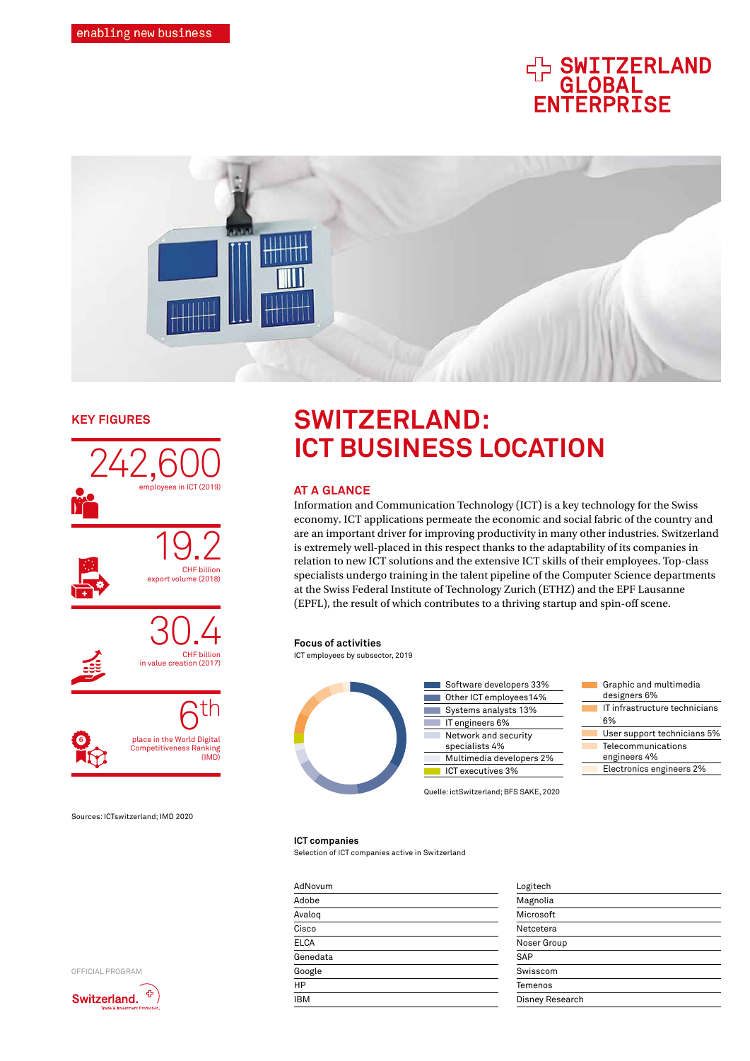enabling new business

SWITZERLAND GLOBAL ENTERPRISE

## KEY FIGURES

**242,600**
employees in ICT (2019)

**19.2**
CHF billion
export volume (2018)

**30.4**
CHF billion
in value creation (2017)

**6th**
place in the World Digital Competitiveness Ranking (IMD)

Sources: ICTswitzerland; IMD 2020

# SWITZERLAND: ICT BUSINESS LOCATION

## AT A GLANCE

Information and Communication Technology (ICT) is a key technology for the Swiss economy. ICT applications permeate the economic and social fabric of the country and are an important driver for improving productivity in many other industries. Switzerland is extremely well-placed in this respect thanks to the adaptability of its companies in relation to new ICT solutions and the extensive ICT skills of their employees. Top-class specialists undergo training in the talent pipeline of the Computer Science departments at the Swiss Federal Institute of Technology Zurich (ETHZ) and the EPF Lausanne (EPFL), the result of which contributes to a thriving startup and spin-off scene.

**Focus of activities**
ICT employees by subsector, 2019

- Software developers 33%
- Other ICT employees 14%
- Systems analysts 13%
- IT engineers 6%
- Network and security specialists 4%
- Multimedia developers 2%
- ICT executives 3%
- Graphic and multimedia designers 6%
- IT infrastructure technicians 6%
- User support technicians 5%
- Telecommunications engineers 4%
- Electronics engineers 2%

Quelle: ictSwitzerland; BFS SAKE, 2020

**ICT companies**
Selection of ICT companies active in Switzerland

| | |
|---|---|
| AdNovum | Logitech |
| Adobe | Magnolia |
| Avaloq | Microsoft |
| Cisco | Netcetera |
| ELCA | Noser Group |
| Genedata | SAP |
| Google | Swisscom |
| HP | Temenos |
| IBM | Disney Research |

OFFICIAL PROGRAM

Switzerland. Trade & Investment Promotion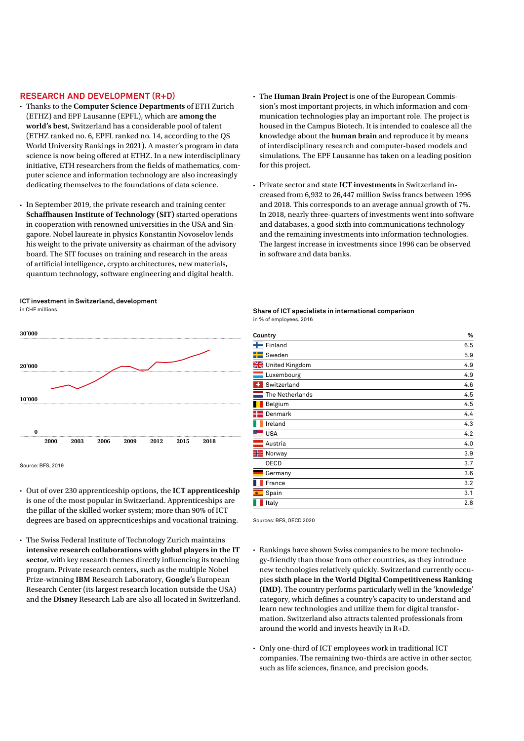## RESEARCH AND DEVELOPMENT (R+D)

- Thanks to the **Computer Science Departments** of ETH Zurich (ETHZ) and EPF Lausanne (EPFL), which are **among the world's best**, Switzerland has a considerable pool of talent (ETHZ ranked no. 6, EPFL ranked no. 14, according to the QS World University Rankings in 2021). A master's program in data science is now being offered at ETHZ. In a new interdisciplinary initiative, ETH researchers from the fields of mathematics, computer science and information technology are also increasingly dedicating themselves to the foundations of data science.

- In September 2019, the private research and training center **Schaffhausen Institute of Technology (SIT)** started operations in cooperation with renowned universities in the USA and Singapore. Nobel laureate in physics Konstantin Novoselov lends his weight to the private university as chairman of the advisory board. The SIT focuses on training and research in the areas of artificial intelligence, crypto architectures, new materials, quantum technology, software engineering and digital health.

**ICT investment in Switzerland, development**
in CHF millions

Source: BFS, 2019

- Out of over 230 apprenticeship options, the **ICT apprenticeship** is one of the most popular in Switzerland. Apprenticeships are the pillar of the skilled worker system; more than 90% of ICT degrees are based on apprecnticeships and vocational training.

- The Swiss Federal Institute of Technology Zurich maintains **intensive research collaborations with global players in the IT sector**, with key research themes directly influencing its teaching program. Private research centers, such as the multiple Nobel Prize-winning **IBM** Research Laboratory, **Google**'s European Research Center (its largest research location outside the USA) and the **Disney** Research Lab are also all located in Switzerland.

- The **Human Brain Project** is one of the European Commission's most important projects, in which information and communication technologies play an important role. The project is housed in the Campus Biotech. It is intended to coalesce all the knowledge about the **human brain** and reproduce it by means of interdisciplinary research and computer-based models and simulations. The EPF Lausanne has taken on a leading position for this project.

- Private sector and state **ICT investments** in Switzerland increased from 6,932 to 26,447 million Swiss francs between 1996 and 2018. This corresponds to an average annual growth of 7%. In 2018, nearly three-quarters of investments went into software and databases, a good sixth into communications technology and the remaining investments into information technologies. The largest increase in investments since 1996 can be observed in software and data banks.

**Share of ICT specialists in international comparison**
in % of employees, 2016

| Country | % |
|---|---|
| Finland | 6.5 |
| Sweden | 5.9 |
| United Kingdom | 4.9 |
| Luxembourg | 4.9 |
| Switzerland | 4.6 |
| The Netherlands | 4.5 |
| Belgium | 4.5 |
| Denmark | 4.4 |
| Ireland | 4.3 |
| USA | 4.2 |
| Austria | 4.0 |
| Norway | 3.9 |
| OECD | 3.7 |
| Germany | 3.6 |
| France | 3.2 |
| Spain | 3.1 |
| Italy | 2.8 |

Sources: BFS, OECD 2020

- Rankings have shown Swiss companies to be more technology-friendly than those from other countries, as they introduce new technologies relatively quickly. Switzerland currently occupies **sixth place in the World Digital Competitiveness Ranking (IMD)**. The country performs particularly well in the 'knowledge' category, which defines a country's capacity to understand and learn new technologies and utilize them for digital transformation. Switzerland also attracts talented professionals from around the world and invests heavily in R+D.

- Only one-third of ICT employees work in traditional ICT companies. The remaining two-thirds are active in other sector, such as life sciences, finance, and precision goods.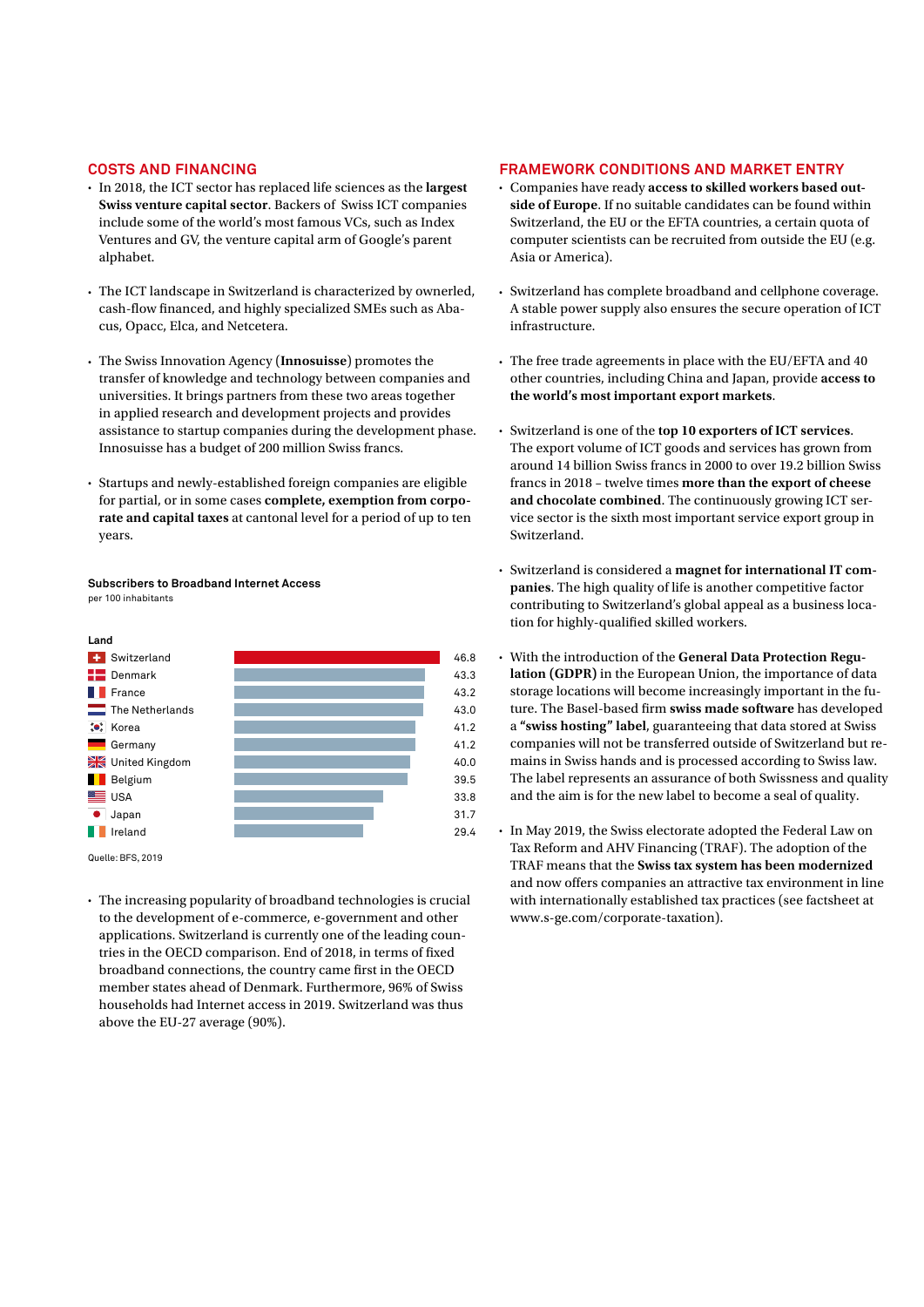## COSTS AND FINANCING

- In 2018, the ICT sector has replaced life sciences as the **largest Swiss venture capital sector**. Backers of Swiss ICT companies include some of the world's most famous VCs, such as Index Ventures and GV, the venture capital arm of Google's parent alphabet.
- The ICT landscape in Switzerland is characterized by ownerled, cash-flow financed, and highly specialized SMEs such as Abacus, Opacc, Elca, and Netcetera.
- The Swiss Innovation Agency (**Innosuisse**) promotes the transfer of knowledge and technology between companies and universities. It brings partners from these two areas together in applied research and development projects and provides assistance to startup companies during the development phase. Innosuisse has a budget of 200 million Swiss francs.
- Startups and newly-established foreign companies are eligible for partial, or in some cases **complete, exemption from corporate and capital taxes** at cantonal level for a period of up to ten years.

**Subscribers to Broadband Internet Access**
per 100 inhabitants

| Land | |
|---|---|
| Switzerland | 46.8 |
| Denmark | 43.3 |
| France | 43.2 |
| The Netherlands | 43.0 |
| Korea | 41.2 |
| Germany | 41.2 |
| United Kingdom | 40.0 |
| Belgium | 39.5 |
| USA | 33.8 |
| Japan | 31.7 |
| Ireland | 29.4 |

Quelle: BFS, 2019

- The increasing popularity of broadband technologies is crucial to the development of e-commerce, e-government and other applications. Switzerland is currently one of the leading countries in the OECD comparison. End of 2018, in terms of fixed broadband connections, the country came first in the OECD member states ahead of Denmark. Furthermore, 96% of Swiss households had Internet access in 2019. Switzerland was thus above the EU-27 average (90%).

## FRAMEWORK CONDITIONS AND MARKET ENTRY

- Companies have ready **access to skilled workers based outside of Europe**. If no suitable candidates can be found within Switzerland, the EU or the EFTA countries, a certain quota of computer scientists can be recruited from outside the EU (e.g. Asia or America).
- Switzerland has complete broadband and cellphone coverage. A stable power supply also ensures the secure operation of ICT infrastructure.
- The free trade agreements in place with the EU/EFTA and 40 other countries, including China and Japan, provide **access to the world's most important export markets**.
- Switzerland is one of the **top 10 exporters of ICT services**. The export volume of ICT goods and services has grown from around 14 billion Swiss francs in 2000 to over 19.2 billion Swiss francs in 2018 – twelve times **more than the export of cheese and chocolate combined**. The continuously growing ICT service sector is the sixth most important service export group in Switzerland.
- Switzerland is considered a **magnet for international IT companies**. The high quality of life is another competitive factor contributing to Switzerland's global appeal as a business location for highly-qualified skilled workers.
- With the introduction of the **General Data Protection Regulation (GDPR)** in the European Union, the importance of data storage locations will become increasingly important in the future. The Basel-based firm **swiss made software** has developed a **"swiss hosting" label**, guaranteeing that data stored at Swiss companies will not be transferred outside of Switzerland but remains in Swiss hands and is processed according to Swiss law. The label represents an assurance of both Swissness and quality and the aim is for the new label to become a seal of quality.
- In May 2019, the Swiss electorate adopted the Federal Law on Tax Reform and AHV Financing (TRAF). The adoption of the TRAF means that the **Swiss tax system has been modernized** and now offers companies an attractive tax environment in line with internationally established tax practices (see factsheet at www.s-ge.com/corporate-taxation).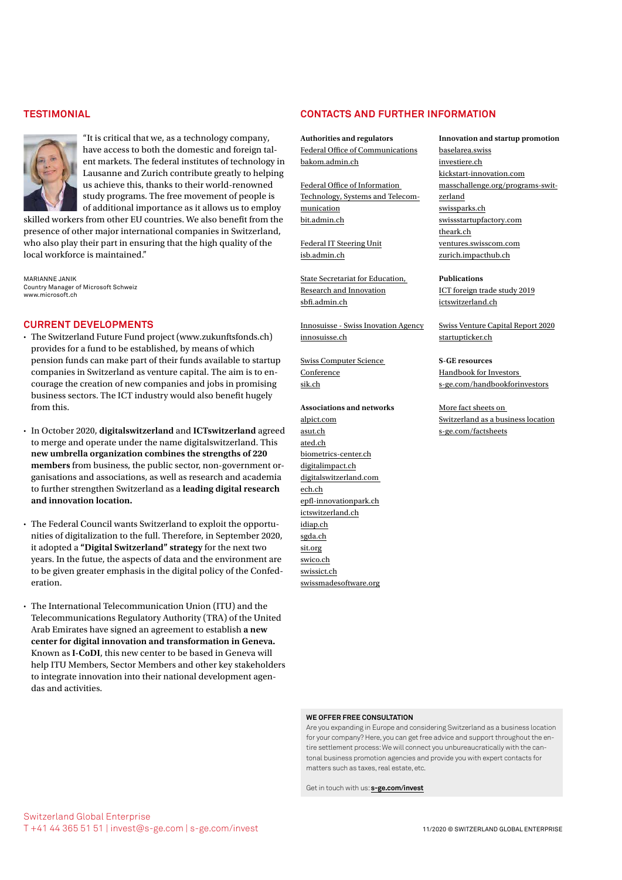## TESTIMONIAL

"It is critical that we, as a technology company, have access to both the domestic and foreign talent markets. The federal institutes of technology in Lausanne and Zurich contribute greatly to helping us achieve this, thanks to their world-renowned study programs. The free movement of people is of additional importance as it allows us to employ skilled workers from other EU countries. We also benefit from the presence of other major international companies in Switzerland, who also play their part in ensuring that the high quality of the local workforce is maintained."

MARIANNE JANIK
Country Manager of Microsoft Schweiz
www.microsoft.ch

## CURRENT DEVELOPMENTS

- The Switzerland Future Fund project (www.zukunftsfonds.ch) provides for a fund to be established, by means of which pension funds can make part of their funds available to startup companies in Switzerland as venture capital. The aim is to encourage the creation of new companies and jobs in promising business sectors. The ICT industry would also benefit hugely from this.
- In October 2020, **digitalswitzerland** and **ICTswitzerland** agreed to merge and operate under the name digitalswitzerland. This **new umbrella organization combines the strengths of 220 members** from business, the public sector, non-government organisations and associations, as well as research and academia to further strengthen Switzerland as a **leading digital research and innovation location.**
- The Federal Council wants Switzerland to exploit the opportunities of digitalization to the full. Therefore, in September 2020, it adopted a **"Digital Switzerland" strategy** for the next two years. In the futue, the aspects of data and the environment are to be given greater emphasis in the digital policy of the Confederation.
- The International Telecommunication Union (ITU) and the Telecommunications Regulatory Authority (TRA) of the United Arab Emirates have signed an agreement to establish **a new center for digital innovation and transformation in Geneva.** Known as **I-CoDI**, this new center to be based in Geneva will help ITU Members, Sector Members and other key stakeholders to integrate innovation into their national development agendas and activities.

## CONTACTS AND FURTHER INFORMATION

**Authorities and regulators**

Federal Office of Communications
bakom.admin.ch

Federal Office of Information Technology, Systems and Telecommunication
bit.admin.ch

Federal IT Steering Unit
isb.admin.ch

State Secretariat for Education, Research and Innovation
sbfi.admin.ch

Innosuisse - Swiss Inovation Agency
innosuisse.ch

Swiss Computer Science Conference
sik.ch

**Associations and networks**

alpict.com
asut.ch
ated.ch
biometrics-center.ch
digitalimpact.ch
digitalswitzerland.com
ech.ch
epfl-innovationpark.ch
ictswitzerland.ch
idiap.ch
sgda.ch
sit.org
swico.ch
swissict.ch
swissmadesoftware.org

**Innovation and startup promotion**

baselarea.swiss
investiere.ch
kickstart-innovation.com
masschallenge.org/programs-switzerland
swissparks.ch
swissstartupfactory.com
theark.ch
ventures.swisscom.com
zurich.impacthub.ch

**Publications**

ICT foreign trade study 2019
ictswitzerland.ch

Swiss Venture Capital Report 2020
startupticker.ch

**S-GE resources**

Handbook for Investors
s-ge.com/handbookforinvestors

More fact sheets on Switzerland as a business location
s-ge.com/factsheets

**WE OFFER FREE CONSULTATION**

Are you expanding in Europe and considering Switzerland as a business location for your company? Here, you can get free advice and support throughout the entire settlement process: We will connect you unbureaucratically with the cantonal business promotion agencies and provide you with expert contacts for matters such as taxes, real estate, etc.

Get in touch with us: **s-ge.com/invest**

Switzerland Global Enterprise
T +41 44 365 51 51 | invest@s-ge.com | s-ge.com/invest

11/2020 © SWITZERLAND GLOBAL ENTERPRISE